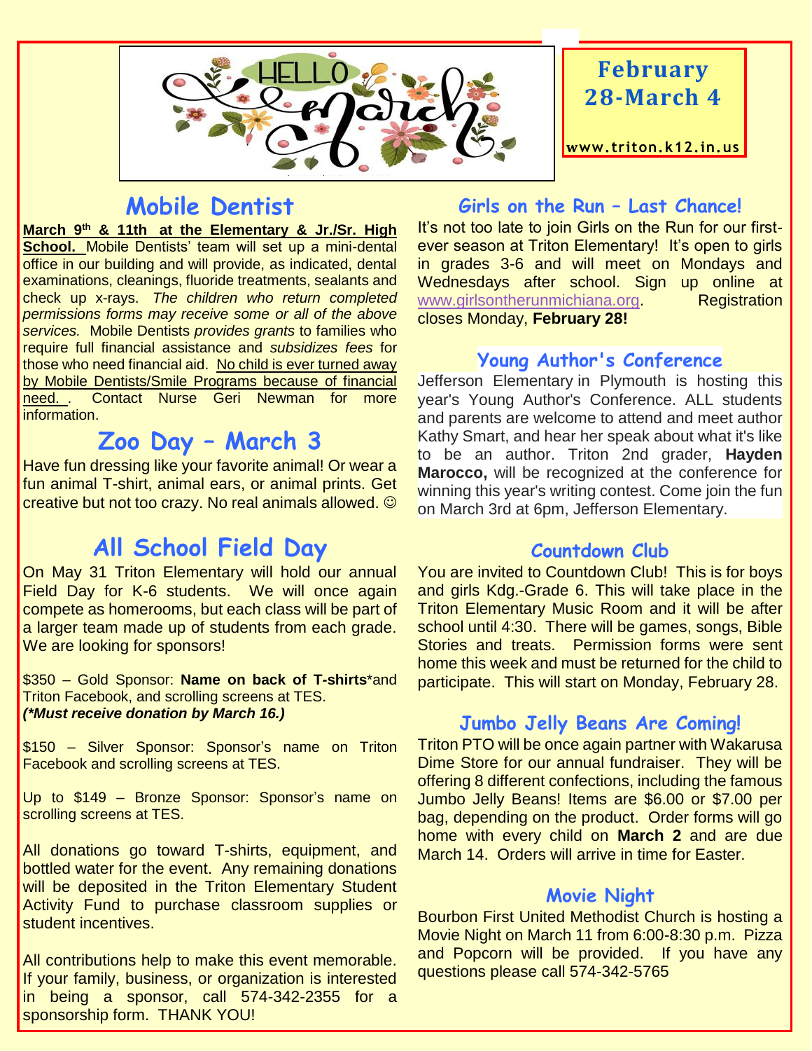# February 28-March 4

www.triton.k12.in.us

## Mobile Dentist

**March 9th & 11th at the Elementary & Jr./Sr. High School.** Mobile Dentists' team will set up a mini-dental office in our building and will provide, as indicated, dental examinations, cleanings, fluoride treatments, sealants and check up x-rays. *The children who return completed permissions forms may receive some or all of the above services.* Mobile Dentists *provides grants* to families who require full financial assistance and *subsidizes fees* for those who need financial aid. No child is ever turned away by Mobile Dentists/Smile Programs because of financial need. . Contact Nurse Geri Newman for more information.

## Zoo Day – March 3

Have fun dressing like your favorite animal! Or wear a fun animal T-shirt, animal ears, or animal prints. Get creative but not too crazy. No real animals allowed. ☺

## All School Field Day

On May 31 Triton Elementary will hold our annual Field Day for K-6 students. We will once again compete as homerooms, but each class will be part of a larger team made up of students from each grade. We are looking for sponsors!

$350 – Gold Sponsor: **Name on back of T-shirts***and Triton Facebook, and scrolling screens at TES.
***(*Must receive donation by March 16.)***

$150 – Silver Sponsor: Sponsor's name on Triton Facebook and scrolling screens at TES.

Up to $149 – Bronze Sponsor: Sponsor's name on scrolling screens at TES.

All donations go toward T-shirts, equipment, and bottled water for the event. Any remaining donations will be deposited in the Triton Elementary Student Activity Fund to purchase classroom supplies or student incentives.

All contributions help to make this event memorable. If your family, business, or organization is interested in being a sponsor, call 574-342-2355 for a sponsorship form. THANK YOU!

## Girls on the Run – Last Chance!

It's not too late to join Girls on the Run for our first-ever season at Triton Elementary! It's open to girls in grades 3-6 and will meet on Mondays and Wednesdays after school. Sign up online at www.girlsontherunmichiana.org. Registration closes Monday, **February 28!**

## Young Author's Conference

Jefferson Elementary in Plymouth is hosting this year's Young Author's Conference. ALL students and parents are welcome to attend and meet author Kathy Smart, and hear her speak about what it's like to be an author. Triton 2nd grader, **Hayden Marocco,** will be recognized at the conference for winning this year's writing contest. Come join the fun on March 3rd at 6pm, Jefferson Elementary.

## Countdown Club

You are invited to Countdown Club! This is for boys and girls Kdg.-Grade 6. This will take place in the Triton Elementary Music Room and it will be after school until 4:30. There will be games, songs, Bible Stories and treats. Permission forms were sent home this week and must be returned for the child to participate. This will start on Monday, February 28.

## Jumbo Jelly Beans Are Coming!

Triton PTO will be once again partner with Wakarusa Dime Store for our annual fundraiser. They will be offering 8 different confections, including the famous Jumbo Jelly Beans! Items are $6.00 or $7.00 per bag, depending on the product. Order forms will go home with every child on **March 2** and are due March 14. Orders will arrive in time for Easter.

## Movie Night

Bourbon First United Methodist Church is hosting a Movie Night on March 11 from 6:00-8:30 p.m. Pizza and Popcorn will be provided. If you have any questions please call 574-342-5765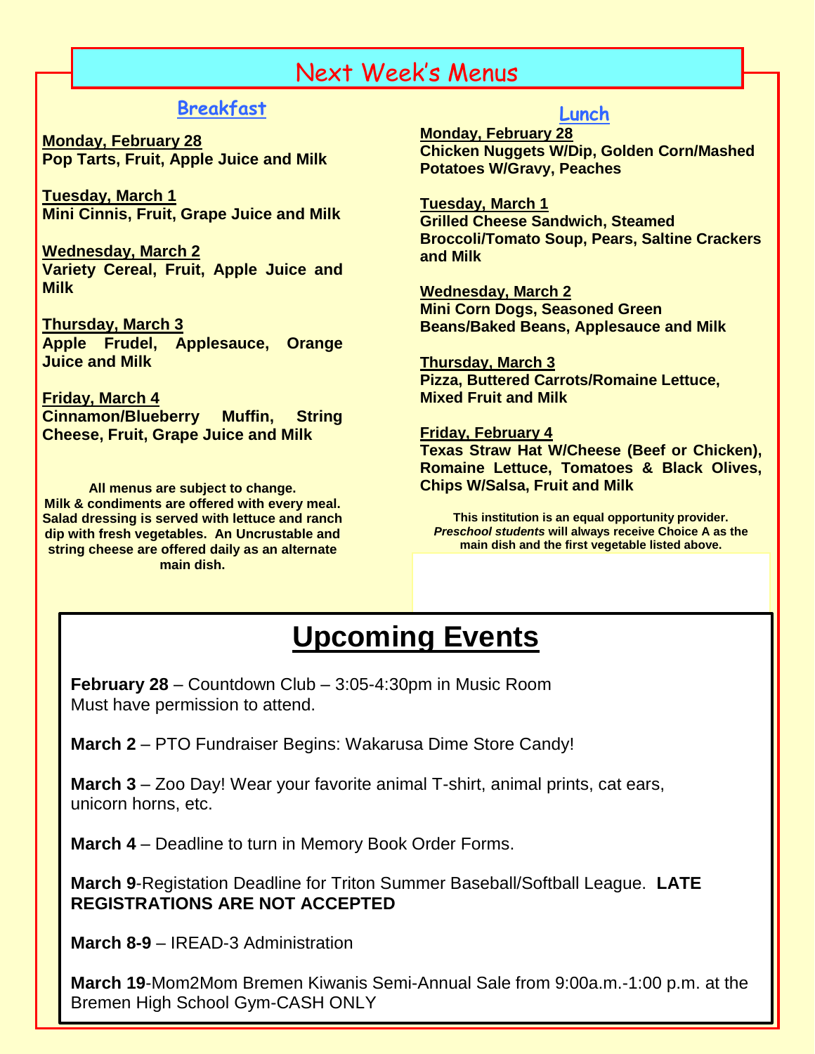# Next Week's Menus

## Breakfast

**Monday, February 28**
**Pop Tarts, Fruit, Apple Juice and Milk**

**Tuesday, March 1**
**Mini Cinnis, Fruit, Grape Juice and Milk**

**Wednesday, March 2**
**Variety Cereal, Fruit, Apple Juice and Milk**

**Thursday, March 3**
**Apple Frudel, Applesauce, Orange Juice and Milk**

**Friday, March 4**
**Cinnamon/Blueberry Muffin, String Cheese, Fruit, Grape Juice and Milk**

**All menus are subject to change.**
**Milk & condiments are offered with every meal. Salad dressing is served with lettuce and ranch dip with fresh vegetables. An Uncrustable and string cheese are offered daily as an alternate main dish.**

## Lunch

**Monday, February 28**
**Chicken Nuggets W/Dip, Golden Corn/Mashed Potatoes W/Gravy, Peaches**

**Tuesday, March 1**
**Grilled Cheese Sandwich, Steamed Broccoli/Tomato Soup, Pears, Saltine Crackers and Milk**

**Wednesday, March 2**
**Mini Corn Dogs, Seasoned Green Beans/Baked Beans, Applesauce and Milk**

**Thursday, March 3**
**Pizza, Buttered Carrots/Romaine Lettuce, Mixed Fruit and Milk**

**Friday, February 4**
**Texas Straw Hat W/Cheese (Beef or Chicken), Romaine Lettuce, Tomatoes & Black Olives, Chips W/Salsa, Fruit and Milk**

**This institution is an equal opportunity provider.**
***Preschool students* will always receive Choice A as the main dish and the first vegetable listed above.**

# Upcoming Events

**February 28** – Countdown Club – 3:05-4:30pm in Music Room
Must have permission to attend.

**March 2** – PTO Fundraiser Begins: Wakarusa Dime Store Candy!

**March 3** – Zoo Day! Wear your favorite animal T-shirt, animal prints, cat ears, unicorn horns, etc.

**March 4** – Deadline to turn in Memory Book Order Forms.

**March 9**-Registation Deadline for Triton Summer Baseball/Softball League. **LATE REGISTRATIONS ARE NOT ACCEPTED**

**March 8-9** – IREAD-3 Administration

**March 19**-Mom2Mom Bremen Kiwanis Semi-Annual Sale from 9:00a.m.-1:00 p.m. at the Bremen High School Gym-CASH ONLY